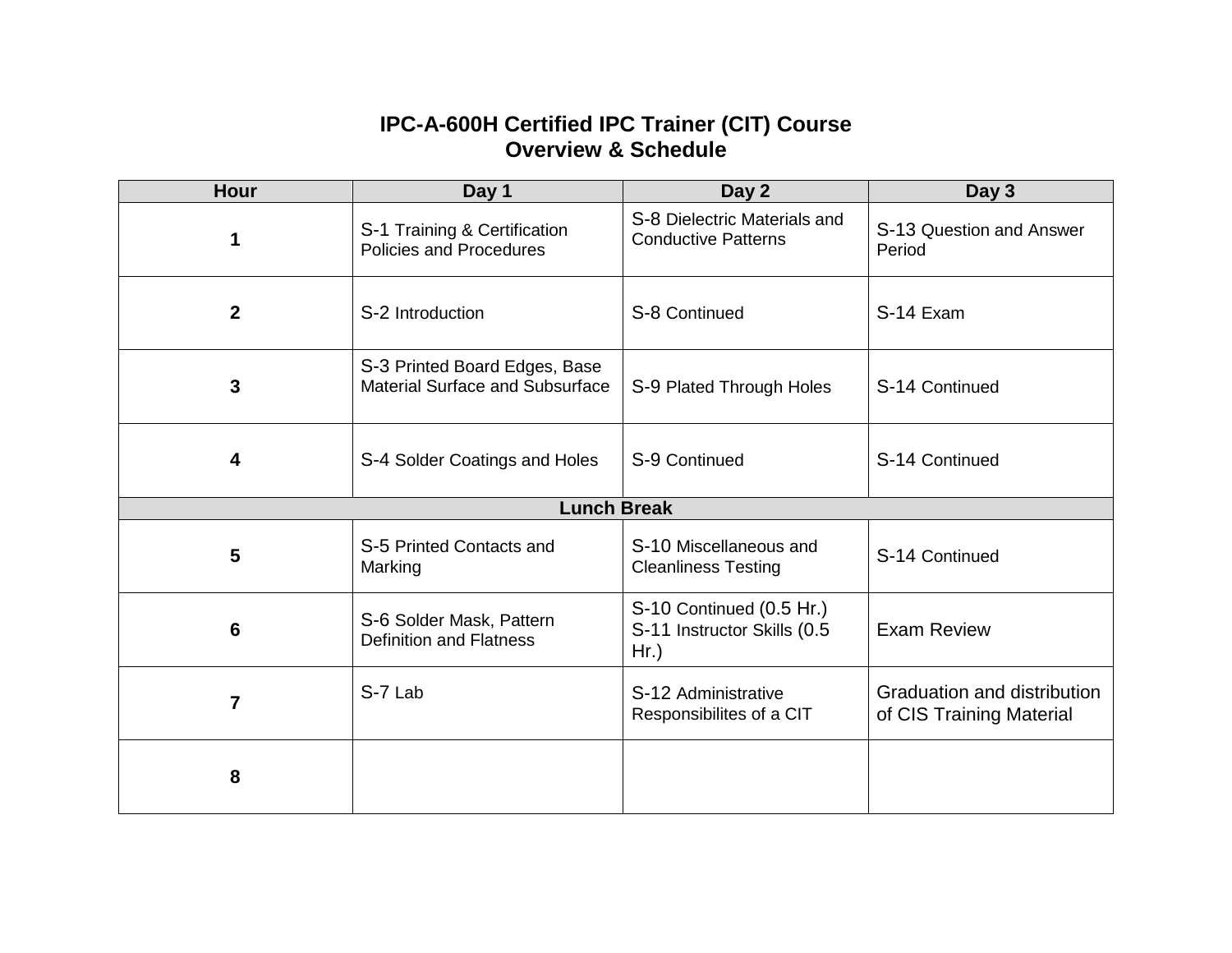# IPC-A-600H Certified IPC Trainer (CIT) Course
## Overview & Schedule

| Hour | Day 1 | Day 2 | Day 3 |
|---|---|---|---|
| **1** | S-1 Training & Certification Policies and Procedures | S-8 Dielectric Materials and Conductive Patterns | S-13 Question and Answer Period |
| **2** | S-2 Introduction | S-8 Continued | S-14 Exam |
| **3** | S-3 Printed Board Edges, Base Material Surface and Subsurface | S-9 Plated Through Holes | S-14 Continued |
| **4** | S-4 Solder Coatings and Holes | S-9 Continued | S-14 Continued |
| **Lunch Break** | | | |
| **5** | S-5 Printed Contacts and Marking | S-10 Miscellaneous and Cleanliness Testing | S-14 Continued |
| **6** | S-6 Solder Mask, Pattern Definition and Flatness | S-10 Continued (0.5 Hr.) S-11 Instructor Skills (0.5 Hr.) | Exam Review |
| **7** | S-7 Lab | S-12 Administrative Responsibilites of a CIT | Graduation and distribution of CIS Training Material |
| **8** | | | |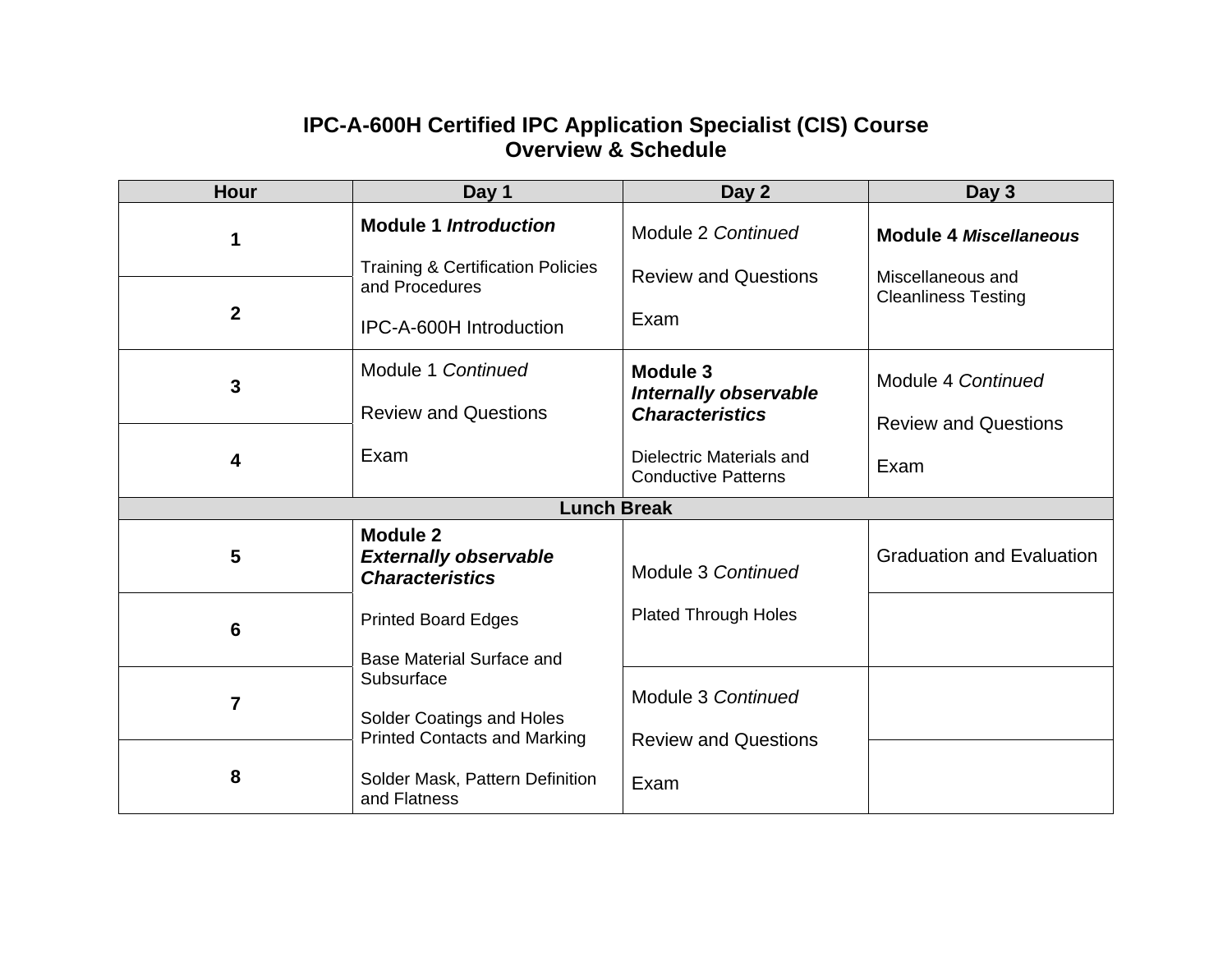# IPC-A-600H Certified IPC Application Specialist (CIS) Course
## Overview & Schedule

| Hour | Day 1 | Day 2 | Day 3 |
| --- | --- | --- | --- |
| 1 | **Module 1 *Introduction***<br><br>Training & Certification Policies and Procedures<br><br>IPC-A-600H Introduction | Module 2 *Continued*<br><br>Review and Questions<br><br>Exam | **Module 4 *Miscellaneous***<br><br>Miscellaneous and Cleanliness Testing |
| 2 | | | |
| 3 | Module 1 *Continued*<br><br>Review and Questions<br><br>Exam | **Module 3**<br>***Internally observable Characteristics***<br><br>Dielectric Materials and Conductive Patterns | Module 4 *Continued*<br><br>Review and Questions<br><br>Exam |
| 4 | | | |
| **Lunch Break** | | | |
| 5 | **Module 2**<br>***Externally observable Characteristics***<br><br>Printed Board Edges<br><br>Base Material Surface and Subsurface<br><br>Solder Coatings and Holes<br>Printed Contacts and Marking<br><br>Solder Mask, Pattern Definition and Flatness | Module 3 *Continued*<br><br>Plated Through Holes | Graduation and Evaluation |
| 6 | | | |
| 7 | | Module 3 *Continued*<br><br>Review and Questions<br><br>Exam | |
| 8 | | | |